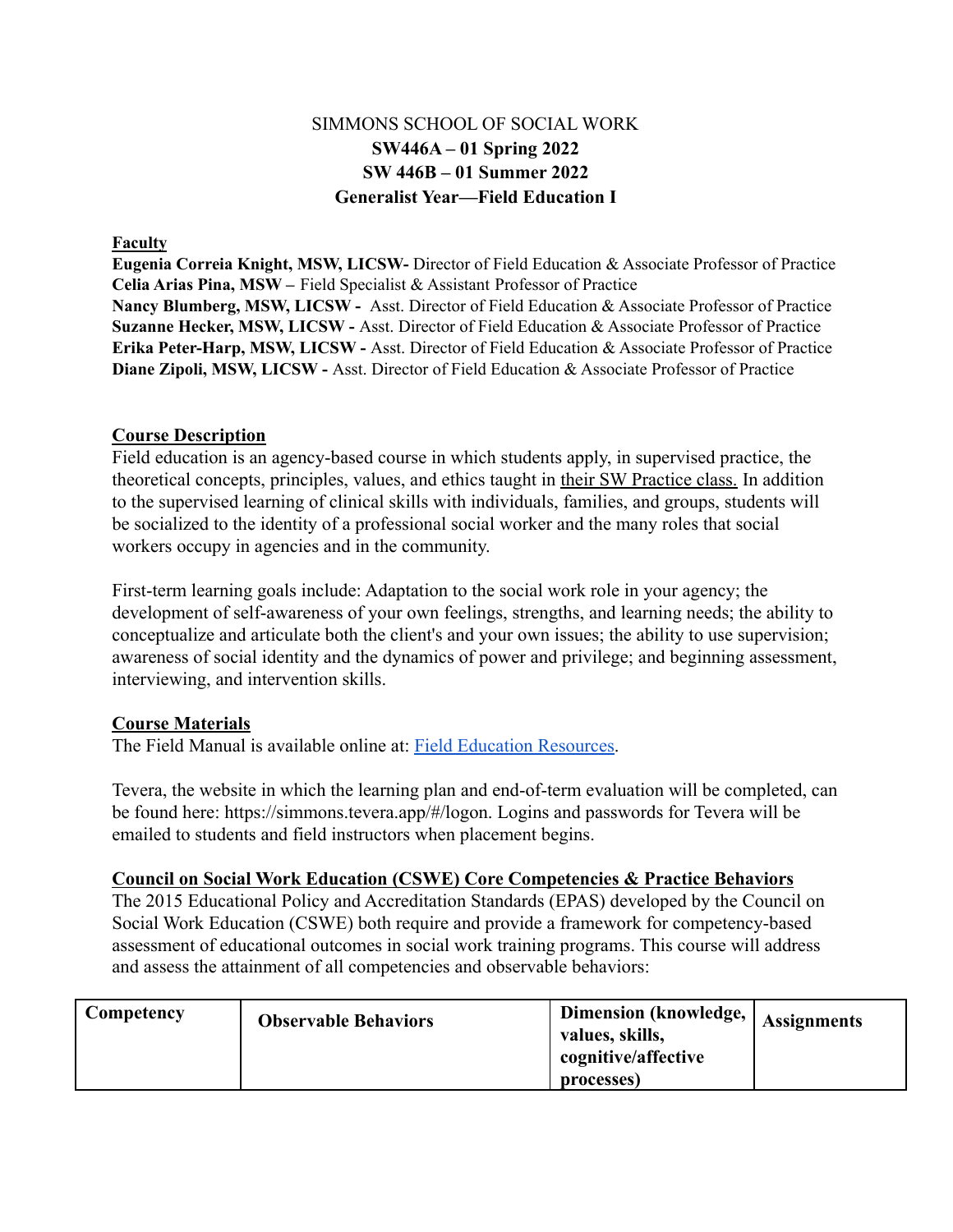SIMMONS SCHOOL OF SOCIAL WORK

**SW446A – 01 Spring 2022**

**SW 446B – 01 Summer 2022**

**Generalist Year—Field Education I**

**Faculty**

**Eugenia Correia Knight, MSW, LICSW-** Director of Field Education & Associate Professor of Practice
**Celia Arias Pina, MSW –** Field Specialist & Assistant Professor of Practice
**Nancy Blumberg, MSW, LICSW -** Asst. Director of Field Education & Associate Professor of Practice
**Suzanne Hecker, MSW, LICSW -** Asst. Director of Field Education & Associate Professor of Practice
**Erika Peter-Harp, MSW, LICSW -** Asst. Director of Field Education & Associate Professor of Practice
**Diane Zipoli, MSW, LICSW -** Asst. Director of Field Education & Associate Professor of Practice

## Course Description

Field education is an agency-based course in which students apply, in supervised practice, the theoretical concepts, principles, values, and ethics taught in their SW Practice class. In addition to the supervised learning of clinical skills with individuals, families, and groups, students will be socialized to the identity of a professional social worker and the many roles that social workers occupy in agencies and in the community.

First-term learning goals include: Adaptation to the social work role in your agency; the development of self-awareness of your own feelings, strengths, and learning needs; the ability to conceptualize and articulate both the client's and your own issues; the ability to use supervision; awareness of social identity and the dynamics of power and privilege; and beginning assessment, interviewing, and intervention skills.

## Course Materials

The Field Manual is available online at: Field Education Resources.

Tevera, the website in which the learning plan and end-of-term evaluation will be completed, can be found here: https://simmons.tevera.app/#/logon. Logins and passwords for Tevera will be emailed to students and field instructors when placement begins.

## Council on Social Work Education (CSWE) Core Competencies & Practice Behaviors

The 2015 Educational Policy and Accreditation Standards (EPAS) developed by the Council on Social Work Education (CSWE) both require and provide a framework for competency-based assessment of educational outcomes in social work training programs. This course will address and assess the attainment of all competencies and observable behaviors:

| Competency | Observable Behaviors | Dimension (knowledge, values, skills, cognitive/affective processes) | Assignments |
|---|---|---|---|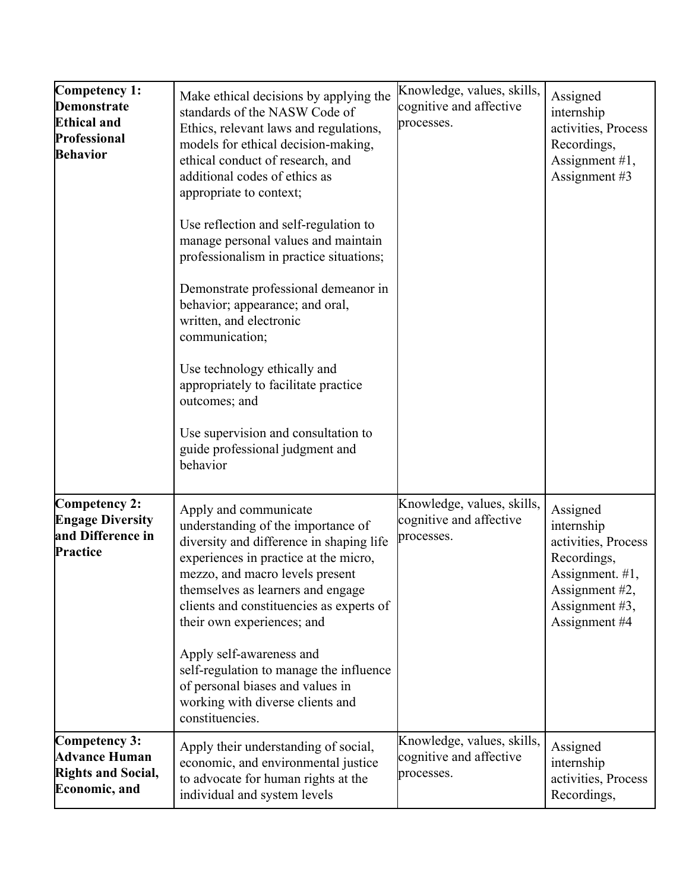| **Competency 1: Demonstrate Ethical and Professional Behavior** | Make ethical decisions by applying the standards of the NASW Code of Ethics, relevant laws and regulations, models for ethical decision-making, ethical conduct of research, and additional codes of ethics as appropriate to context;<br><br>Use reflection and self-regulation to manage personal values and maintain professionalism in practice situations;<br><br>Demonstrate professional demeanor in behavior; appearance; and oral, written, and electronic communication;<br><br>Use technology ethically and appropriately to facilitate practice outcomes; and<br><br>Use supervision and consultation to guide professional judgment and behavior | Knowledge, values, skills, cognitive and affective processes. | Assigned internship activities, Process Recordings, Assignment #1, Assignment #3 |
|---|---|---|---|
| **Competency 2: Engage Diversity and Difference in Practice** | Apply and communicate understanding of the importance of diversity and difference in shaping life experiences in practice at the micro, mezzo, and macro levels present themselves as learners and engage clients and constituencies as experts of their own experiences; and<br><br>Apply self-awareness and self-regulation to manage the influence of personal biases and values in working with diverse clients and constituencies. | Knowledge, values, skills, cognitive and affective processes. | Assigned internship activities, Process Recordings, Assignment. #1, Assignment #2, Assignment #3, Assignment #4 |
| **Competency 3: Advance Human Rights and Social, Economic, and** | Apply their understanding of social, economic, and environmental justice to advocate for human rights at the individual and system levels | Knowledge, values, skills, cognitive and affective processes. | Assigned internship activities, Process Recordings, |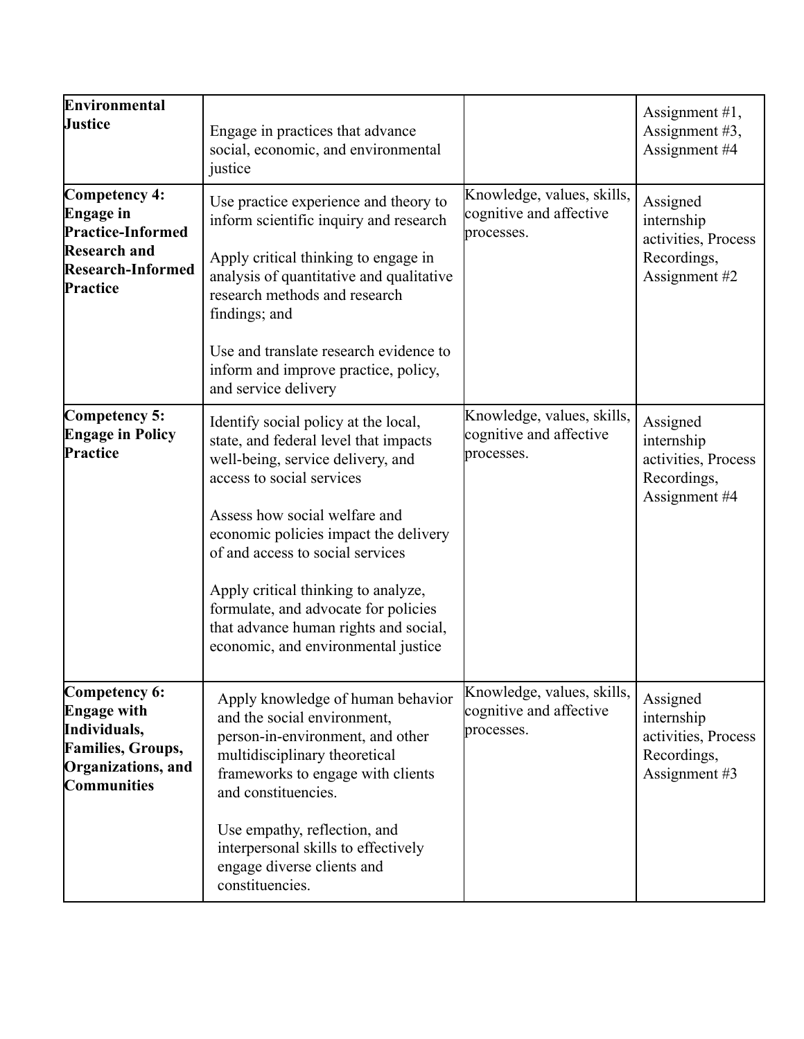| | | | |
|---|---|---|---|
| **Environmental Justice** | Engage in practices that advance social, economic, and environmental justice | | Assignment #1, Assignment #3, Assignment #4 |
| **Competency 4: Engage in Practice-Informed Research and Research-Informed Practice** | Use practice experience and theory to inform scientific inquiry and research<br><br>Apply critical thinking to engage in analysis of quantitative and qualitative research methods and research findings; and<br><br>Use and translate research evidence to inform and improve practice, policy, and service delivery | Knowledge, values, skills, cognitive and affective processes. | Assigned internship activities, Process Recordings, Assignment #2 |
| **Competency 5: Engage in Policy Practice** | Identify social policy at the local, state, and federal level that impacts well-being, service delivery, and access to social services<br><br>Assess how social welfare and economic policies impact the delivery of and access to social services<br><br>Apply critical thinking to analyze, formulate, and advocate for policies that advance human rights and social, economic, and environmental justice | Knowledge, values, skills, cognitive and affective processes. | Assigned internship activities, Process Recordings, Assignment #4 |
| **Competency 6: Engage with Individuals, Families, Groups, Organizations, and Communities** | Apply knowledge of human behavior and the social environment, person-in-environment, and other multidisciplinary theoretical frameworks to engage with clients and constituencies.<br><br>Use empathy, reflection, and interpersonal skills to effectively engage diverse clients and constituencies. | Knowledge, values, skills, cognitive and affective processes. | Assigned internship activities, Process Recordings, Assignment #3 |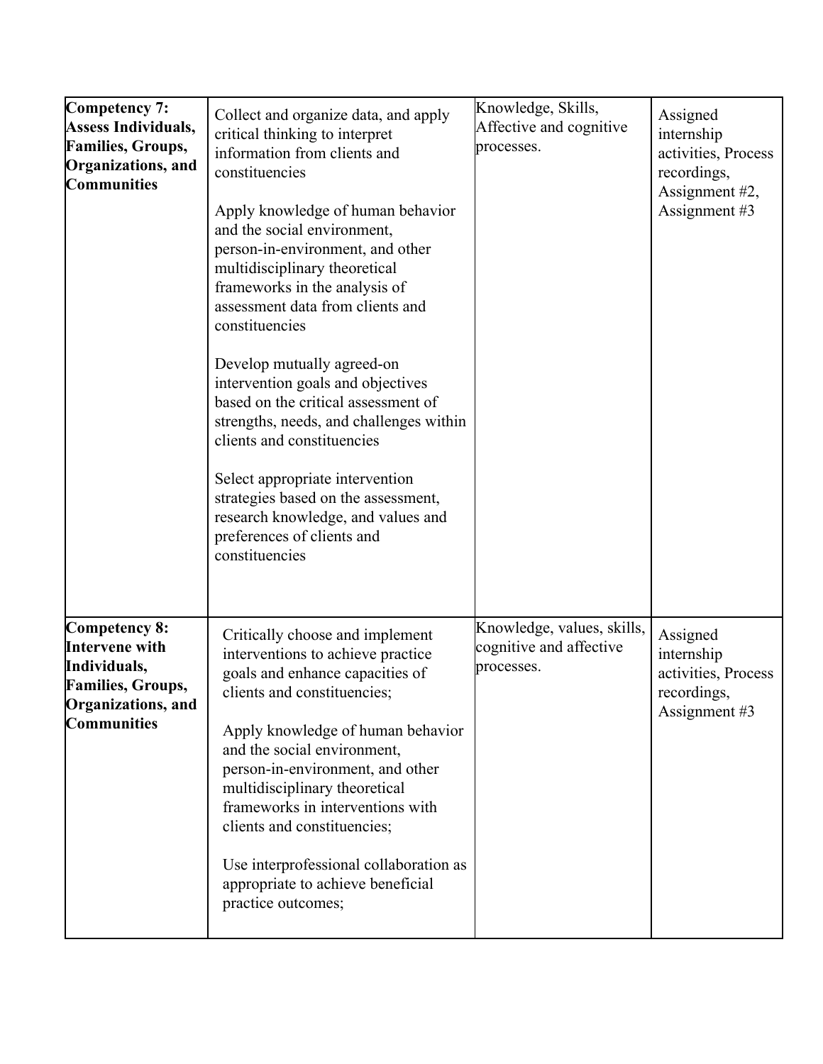| **Competency 7: Assess Individuals, Families, Groups, Organizations, and Communities** | Collect and organize data, and apply critical thinking to interpret information from clients and constituencies<br><br>Apply knowledge of human behavior and the social environment, person-in-environment, and other multidisciplinary theoretical frameworks in the analysis of assessment data from clients and constituencies<br><br>Develop mutually agreed-on intervention goals and objectives based on the critical assessment of strengths, needs, and challenges within clients and constituencies<br><br>Select appropriate intervention strategies based on the assessment, research knowledge, and values and preferences of clients and constituencies | Knowledge, Skills, Affective and cognitive processes. | Assigned internship activities, Process recordings, Assignment #2, Assignment #3 |
|---|---|---|---|
| **Competency 8: Intervene with Individuals, Families, Groups, Organizations, and Communities** | Critically choose and implement interventions to achieve practice goals and enhance capacities of clients and constituencies;<br><br>Apply knowledge of human behavior and the social environment, person-in-environment, and other multidisciplinary theoretical frameworks in interventions with clients and constituencies;<br><br>Use interprofessional collaboration as appropriate to achieve beneficial practice outcomes; | Knowledge, values, skills, cognitive and affective processes. | Assigned internship activities, Process recordings, Assignment #3 |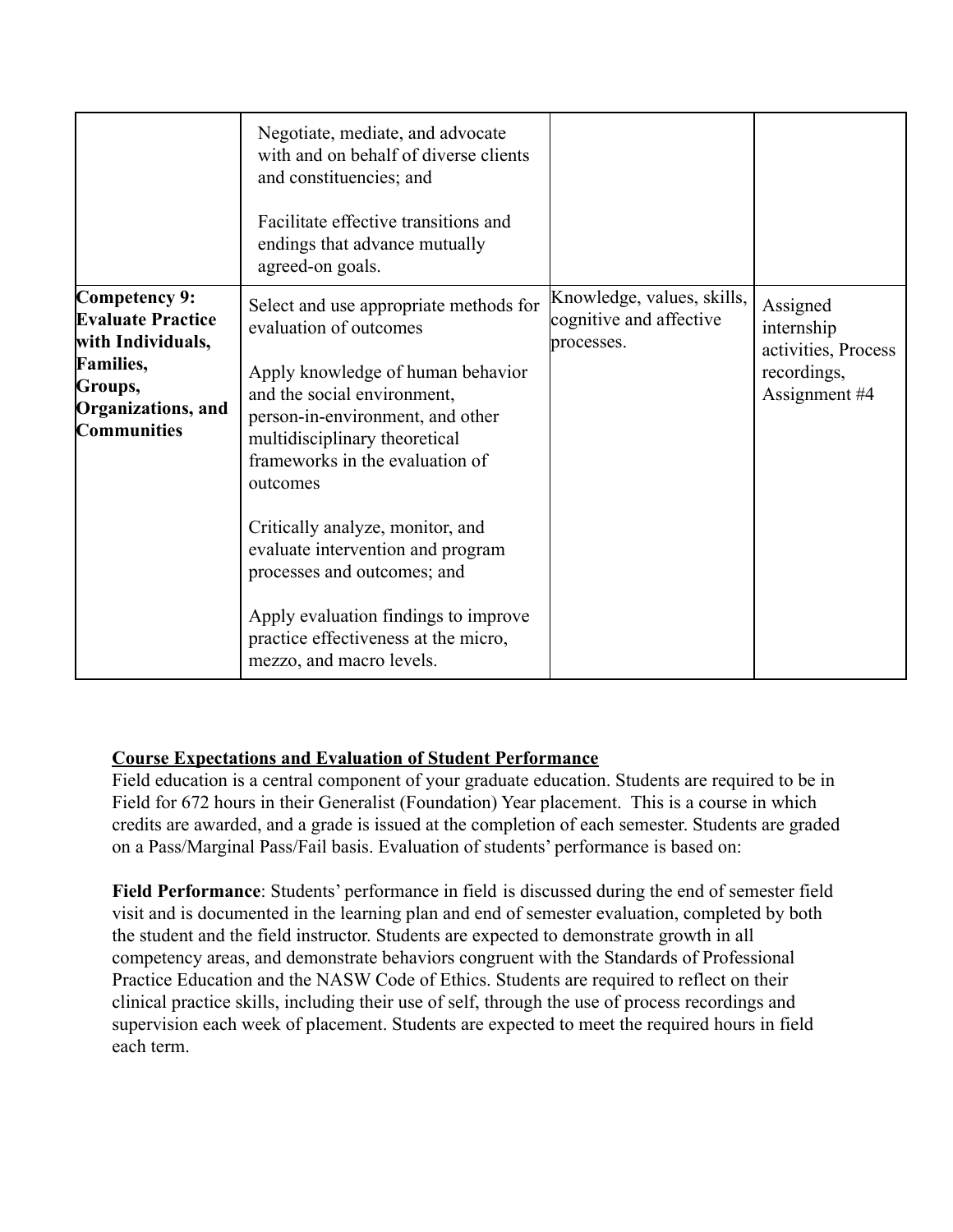| | | | |
|---|---|---|---|
| | Negotiate, mediate, and advocate with and on behalf of diverse clients and constituencies; and<br><br>Facilitate effective transitions and endings that advance mutually agreed-on goals. | | |
| **Competency 9: Evaluate Practice with Individuals, Families, Groups, Organizations, and Communities** | Select and use appropriate methods for evaluation of outcomes<br><br>Apply knowledge of human behavior and the social environment, person-in-environment, and other multidisciplinary theoretical frameworks in the evaluation of outcomes<br><br>Critically analyze, monitor, and evaluate intervention and program processes and outcomes; and<br><br>Apply evaluation findings to improve practice effectiveness at the micro, mezzo, and macro levels. | Knowledge, values, skills, cognitive and affective processes. | Assigned internship activities, Process recordings, Assignment #4 |

**Course Expectations and Evaluation of Student Performance**

Field education is a central component of your graduate education. Students are required to be in Field for 672 hours in their Generalist (Foundation) Year placement. This is a course in which credits are awarded, and a grade is issued at the completion of each semester. Students are graded on a Pass/Marginal Pass/Fail basis. Evaluation of students' performance is based on:

**Field Performance**: Students' performance in field is discussed during the end of semester field visit and is documented in the learning plan and end of semester evaluation, completed by both the student and the field instructor. Students are expected to demonstrate growth in all competency areas, and demonstrate behaviors congruent with the Standards of Professional Practice Education and the NASW Code of Ethics. Students are required to reflect on their clinical practice skills, including their use of self, through the use of process recordings and supervision each week of placement. Students are expected to meet the required hours in field each term.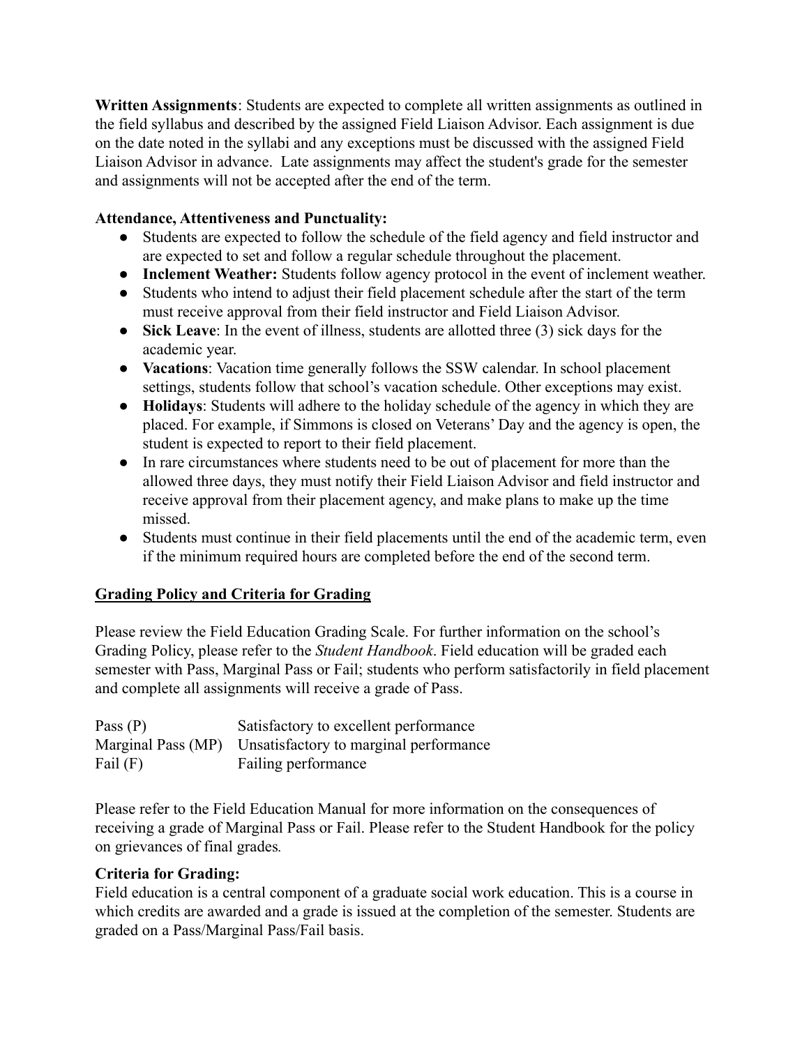**Written Assignments**: Students are expected to complete all written assignments as outlined in the field syllabus and described by the assigned Field Liaison Advisor. Each assignment is due on the date noted in the syllabi and any exceptions must be discussed with the assigned Field Liaison Advisor in advance. Late assignments may affect the student's grade for the semester and assignments will not be accepted after the end of the term.

**Attendance, Attentiveness and Punctuality:**

- Students are expected to follow the schedule of the field agency and field instructor and are expected to set and follow a regular schedule throughout the placement.
- **Inclement Weather:** Students follow agency protocol in the event of inclement weather.
- Students who intend to adjust their field placement schedule after the start of the term must receive approval from their field instructor and Field Liaison Advisor.
- **Sick Leave**: In the event of illness, students are allotted three (3) sick days for the academic year.
- **Vacations**: Vacation time generally follows the SSW calendar. In school placement settings, students follow that school's vacation schedule. Other exceptions may exist.
- **Holidays**: Students will adhere to the holiday schedule of the agency in which they are placed. For example, if Simmons is closed on Veterans' Day and the agency is open, the student is expected to report to their field placement.
- In rare circumstances where students need to be out of placement for more than the allowed three days, they must notify their Field Liaison Advisor and field instructor and receive approval from their placement agency, and make plans to make up the time missed.
- Students must continue in their field placements until the end of the academic term, even if the minimum required hours are completed before the end of the second term.

## Grading Policy and Criteria for Grading

Please review the Field Education Grading Scale. For further information on the school's Grading Policy, please refer to the *Student Handbook*. Field education will be graded each semester with Pass, Marginal Pass or Fail; students who perform satisfactorily in field placement and complete all assignments will receive a grade of Pass.

| | |
|---|---|
| Pass (P) | Satisfactory to excellent performance |
| Marginal Pass (MP) | Unsatisfactory to marginal performance |
| Fail (F) | Failing performance |

Please refer to the Field Education Manual for more information on the consequences of receiving a grade of Marginal Pass or Fail. Please refer to the Student Handbook for the policy on grievances of final grades.

**Criteria for Grading:**
Field education is a central component of a graduate social work education. This is a course in which credits are awarded and a grade is issued at the completion of the semester. Students are graded on a Pass/Marginal Pass/Fail basis.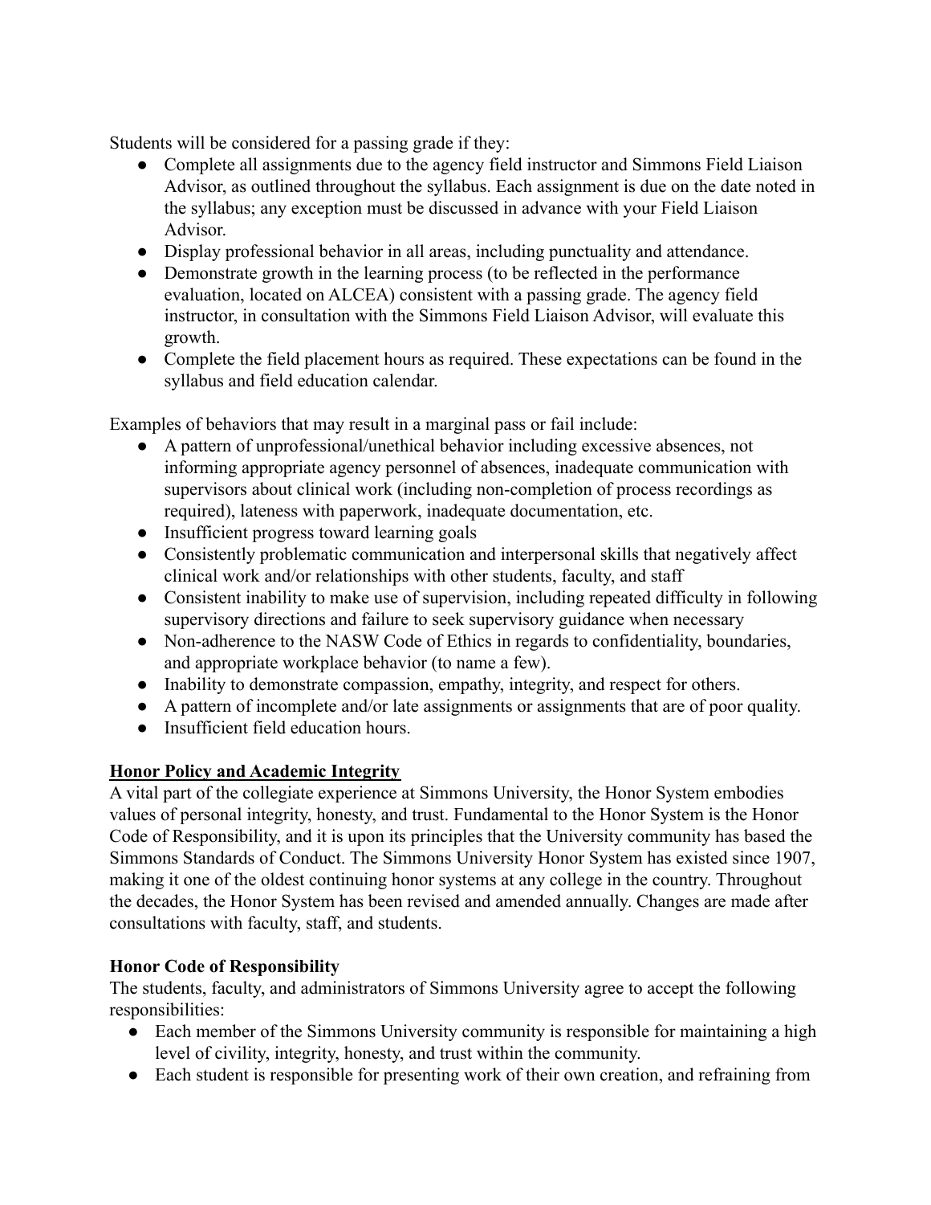Students will be considered for a passing grade if they:

- Complete all assignments due to the agency field instructor and Simmons Field Liaison Advisor, as outlined throughout the syllabus. Each assignment is due on the date noted in the syllabus; any exception must be discussed in advance with your Field Liaison Advisor.
- Display professional behavior in all areas, including punctuality and attendance.
- Demonstrate growth in the learning process (to be reflected in the performance evaluation, located on ALCEA) consistent with a passing grade. The agency field instructor, in consultation with the Simmons Field Liaison Advisor, will evaluate this growth.
- Complete the field placement hours as required. These expectations can be found in the syllabus and field education calendar.

Examples of behaviors that may result in a marginal pass or fail include:

- A pattern of unprofessional/unethical behavior including excessive absences, not informing appropriate agency personnel of absences, inadequate communication with supervisors about clinical work (including non-completion of process recordings as required), lateness with paperwork, inadequate documentation, etc.
- Insufficient progress toward learning goals
- Consistently problematic communication and interpersonal skills that negatively affect clinical work and/or relationships with other students, faculty, and staff
- Consistent inability to make use of supervision, including repeated difficulty in following supervisory directions and failure to seek supervisory guidance when necessary
- Non-adherence to the NASW Code of Ethics in regards to confidentiality, boundaries, and appropriate workplace behavior (to name a few).
- Inability to demonstrate compassion, empathy, integrity, and respect for others.
- A pattern of incomplete and/or late assignments or assignments that are of poor quality.
- Insufficient field education hours.

## Honor Policy and Academic Integrity

A vital part of the collegiate experience at Simmons University, the Honor System embodies values of personal integrity, honesty, and trust. Fundamental to the Honor System is the Honor Code of Responsibility, and it is upon its principles that the University community has based the Simmons Standards of Conduct. The Simmons University Honor System has existed since 1907, making it one of the oldest continuing honor systems at any college in the country. Throughout the decades, the Honor System has been revised and amended annually. Changes are made after consultations with faculty, staff, and students.

### Honor Code of Responsibility

The students, faculty, and administrators of Simmons University agree to accept the following responsibilities:

- Each member of the Simmons University community is responsible for maintaining a high level of civility, integrity, honesty, and trust within the community.
- Each student is responsible for presenting work of their own creation, and refraining from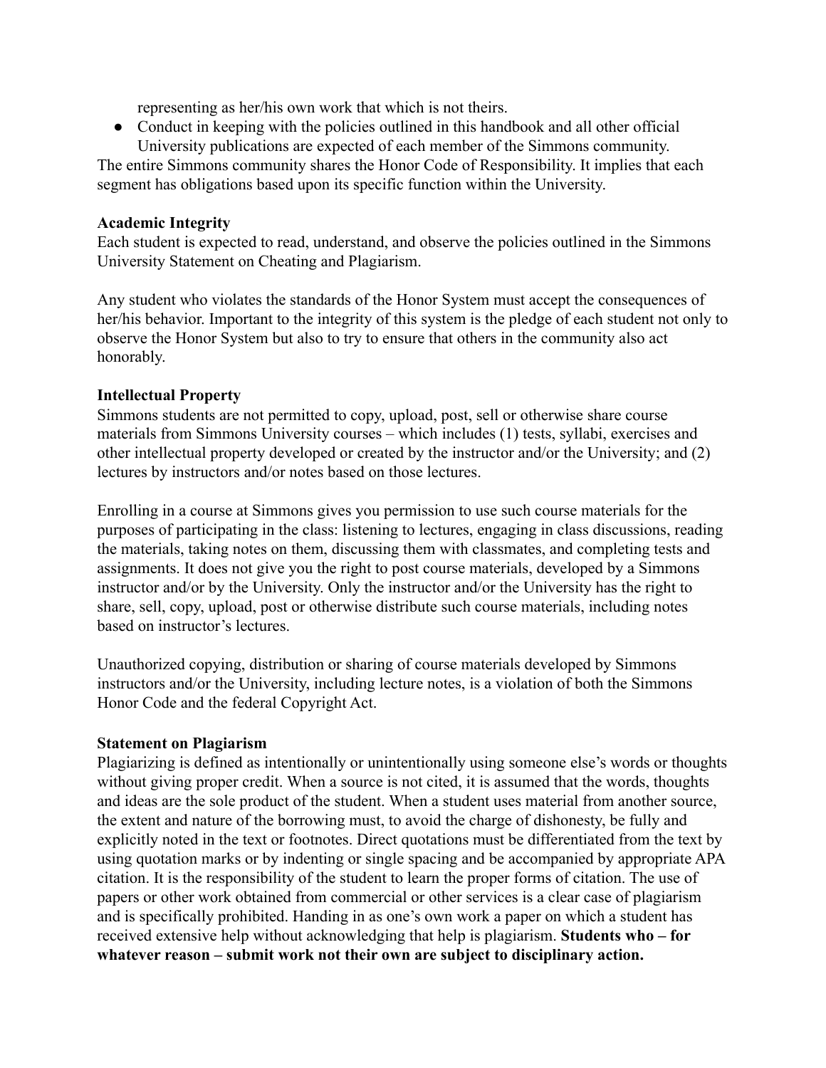representing as her/his own work that which is not theirs.

- Conduct in keeping with the policies outlined in this handbook and all other official University publications are expected of each member of the Simmons community.

The entire Simmons community shares the Honor Code of Responsibility. It implies that each segment has obligations based upon its specific function within the University.

**Academic Integrity**

Each student is expected to read, understand, and observe the policies outlined in the Simmons University Statement on Cheating and Plagiarism.

Any student who violates the standards of the Honor System must accept the consequences of her/his behavior. Important to the integrity of this system is the pledge of each student not only to observe the Honor System but also to try to ensure that others in the community also act honorably.

**Intellectual Property**

Simmons students are not permitted to copy, upload, post, sell or otherwise share course materials from Simmons University courses – which includes (1) tests, syllabi, exercises and other intellectual property developed or created by the instructor and/or the University; and (2) lectures by instructors and/or notes based on those lectures.

Enrolling in a course at Simmons gives you permission to use such course materials for the purposes of participating in the class: listening to lectures, engaging in class discussions, reading the materials, taking notes on them, discussing them with classmates, and completing tests and assignments. It does not give you the right to post course materials, developed by a Simmons instructor and/or by the University. Only the instructor and/or the University has the right to share, sell, copy, upload, post or otherwise distribute such course materials, including notes based on instructor's lectures.

Unauthorized copying, distribution or sharing of course materials developed by Simmons instructors and/or the University, including lecture notes, is a violation of both the Simmons Honor Code and the federal Copyright Act.

**Statement on Plagiarism**

Plagiarizing is defined as intentionally or unintentionally using someone else's words or thoughts without giving proper credit. When a source is not cited, it is assumed that the words, thoughts and ideas are the sole product of the student. When a student uses material from another source, the extent and nature of the borrowing must, to avoid the charge of dishonesty, be fully and explicitly noted in the text or footnotes. Direct quotations must be differentiated from the text by using quotation marks or by indenting or single spacing and be accompanied by appropriate APA citation. It is the responsibility of the student to learn the proper forms of citation. The use of papers or other work obtained from commercial or other services is a clear case of plagiarism and is specifically prohibited. Handing in as one's own work a paper on which a student has received extensive help without acknowledging that help is plagiarism. **Students who – for whatever reason – submit work not their own are subject to disciplinary action.**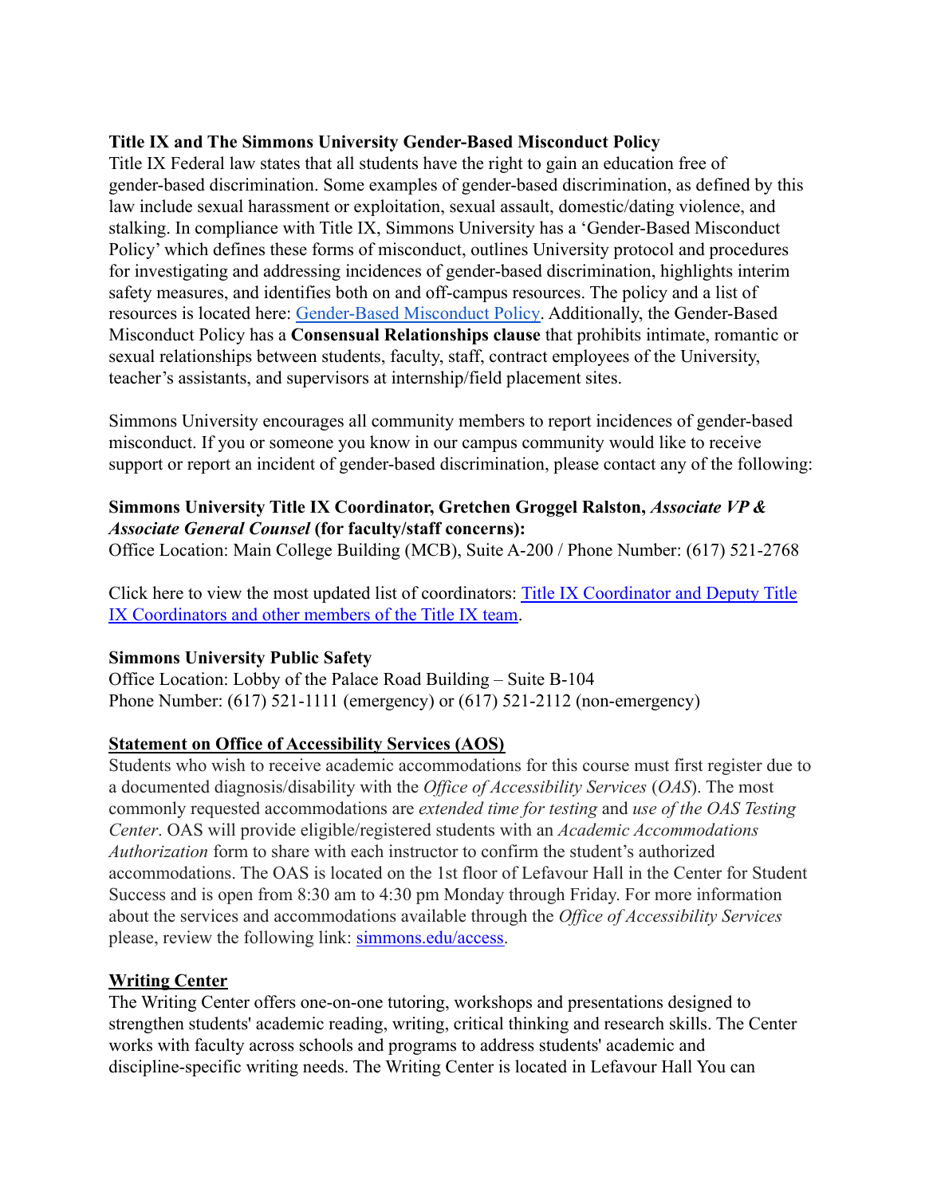**Title IX and The Simmons University Gender-Based Misconduct Policy**
Title IX Federal law states that all students have the right to gain an education free of gender-based discrimination. Some examples of gender-based discrimination, as defined by this law include sexual harassment or exploitation, sexual assault, domestic/dating violence, and stalking. In compliance with Title IX, Simmons University has a 'Gender-Based Misconduct Policy' which defines these forms of misconduct, outlines University protocol and procedures for investigating and addressing incidences of gender-based discrimination, highlights interim safety measures, and identifies both on and off-campus resources. The policy and a list of resources is located here: Gender-Based Misconduct Policy. Additionally, the Gender-Based Misconduct Policy has a **Consensual Relationships clause** that prohibits intimate, romantic or sexual relationships between students, faculty, staff, contract employees of the University, teacher's assistants, and supervisors at internship/field placement sites.

Simmons University encourages all community members to report incidences of gender-based misconduct. If you or someone you know in our campus community would like to receive support or report an incident of gender-based discrimination, please contact any of the following:

**Simmons University Title IX Coordinator, Gretchen Groggel Ralston, *Associate VP & Associate General Counsel* (for faculty/staff concerns):**
Office Location: Main College Building (MCB), Suite A-200 / Phone Number: (617) 521-2768

Click here to view the most updated list of coordinators: Title IX Coordinator and Deputy Title IX Coordinators and other members of the Title IX team.

**Simmons University Public Safety**
Office Location: Lobby of the Palace Road Building – Suite B-104
Phone Number: (617) 521-1111 (emergency) or (617) 521-2112 (non-emergency)

**Statement on Office of Accessibility Services (AOS)**
Students who wish to receive academic accommodations for this course must first register due to a documented diagnosis/disability with the *Office of Accessibility Services* (*OAS*). The most commonly requested accommodations are *extended time for testing* and *use of the OAS Testing Center*. OAS will provide eligible/registered students with an *Academic Accommodations Authorization* form to share with each instructor to confirm the student's authorized accommodations. The OAS is located on the 1st floor of Lefavour Hall in the Center for Student Success and is open from 8:30 am to 4:30 pm Monday through Friday. For more information about the services and accommodations available through the *Office of Accessibility Services* please, review the following link: simmons.edu/access.

**Writing Center**
The Writing Center offers one-on-one tutoring, workshops and presentations designed to strengthen students' academic reading, writing, critical thinking and research skills. The Center works with faculty across schools and programs to address students' academic and discipline-specific writing needs. The Writing Center is located in Lefavour Hall You can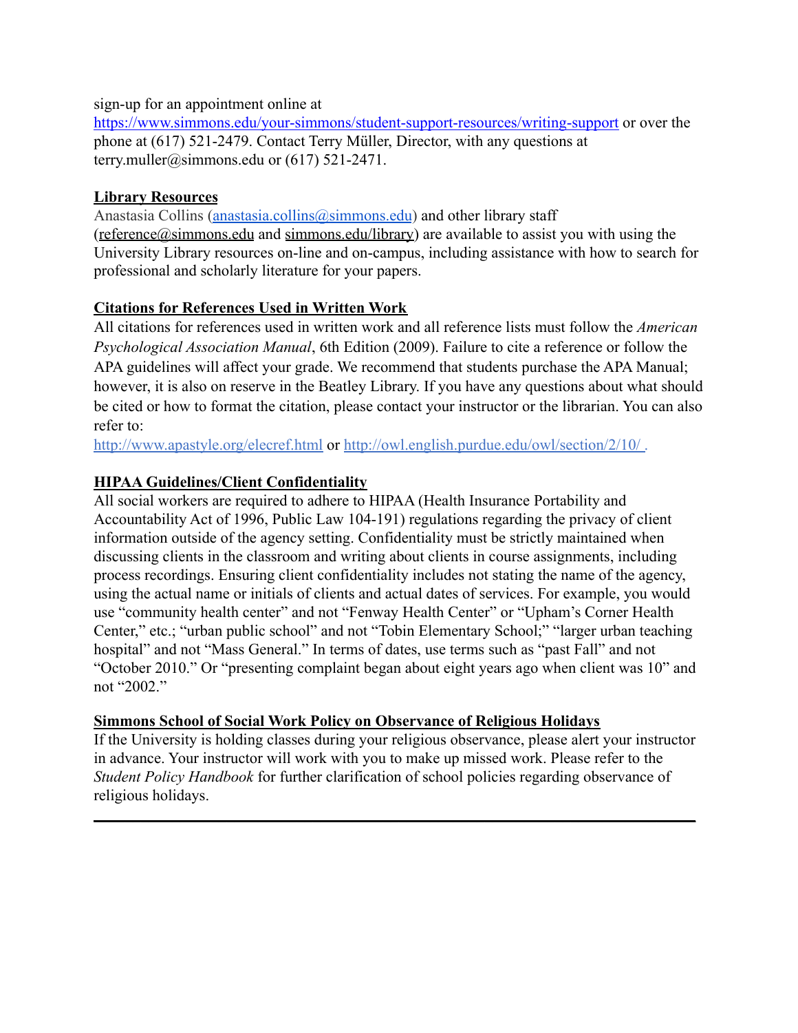sign-up for an appointment online at https://www.simmons.edu/your-simmons/student-support-resources/writing-support or over the phone at (617) 521-2479. Contact Terry Müller, Director, with any questions at terry.muller@simmons.edu or (617) 521-2471.

## Library Resources

Anastasia Collins (anastasia.collins@simmons.edu) and other library staff (reference@simmons.edu and simmons.edu/library) are available to assist you with using the University Library resources on-line and on-campus, including assistance with how to search for professional and scholarly literature for your papers.

## Citations for References Used in Written Work

All citations for references used in written work and all reference lists must follow the *American Psychological Association Manual*, 6th Edition (2009). Failure to cite a reference or follow the APA guidelines will affect your grade. We recommend that students purchase the APA Manual; however, it is also on reserve in the Beatley Library. If you have any questions about what should be cited or how to format the citation, please contact your instructor or the librarian. You can also refer to:
http://www.apastyle.org/elecref.html or http://owl.english.purdue.edu/owl/section/2/10/ .

## HIPAA Guidelines/Client Confidentiality

All social workers are required to adhere to HIPAA (Health Insurance Portability and Accountability Act of 1996, Public Law 104-191) regulations regarding the privacy of client information outside of the agency setting. Confidentiality must be strictly maintained when discussing clients in the classroom and writing about clients in course assignments, including process recordings. Ensuring client confidentiality includes not stating the name of the agency, using the actual name or initials of clients and actual dates of services. For example, you would use "community health center" and not "Fenway Health Center" or "Upham's Corner Health Center," etc.; "urban public school" and not "Tobin Elementary School;" "larger urban teaching hospital" and not "Mass General." In terms of dates, use terms such as "past Fall" and not "October 2010." Or "presenting complaint began about eight years ago when client was 10" and not "2002."

## Simmons School of Social Work Policy on Observance of Religious Holidays

If the University is holding classes during your religious observance, please alert your instructor in advance. Your instructor will work with you to make up missed work. Please refer to the *Student Policy Handbook* for further clarification of school policies regarding observance of religious holidays.

---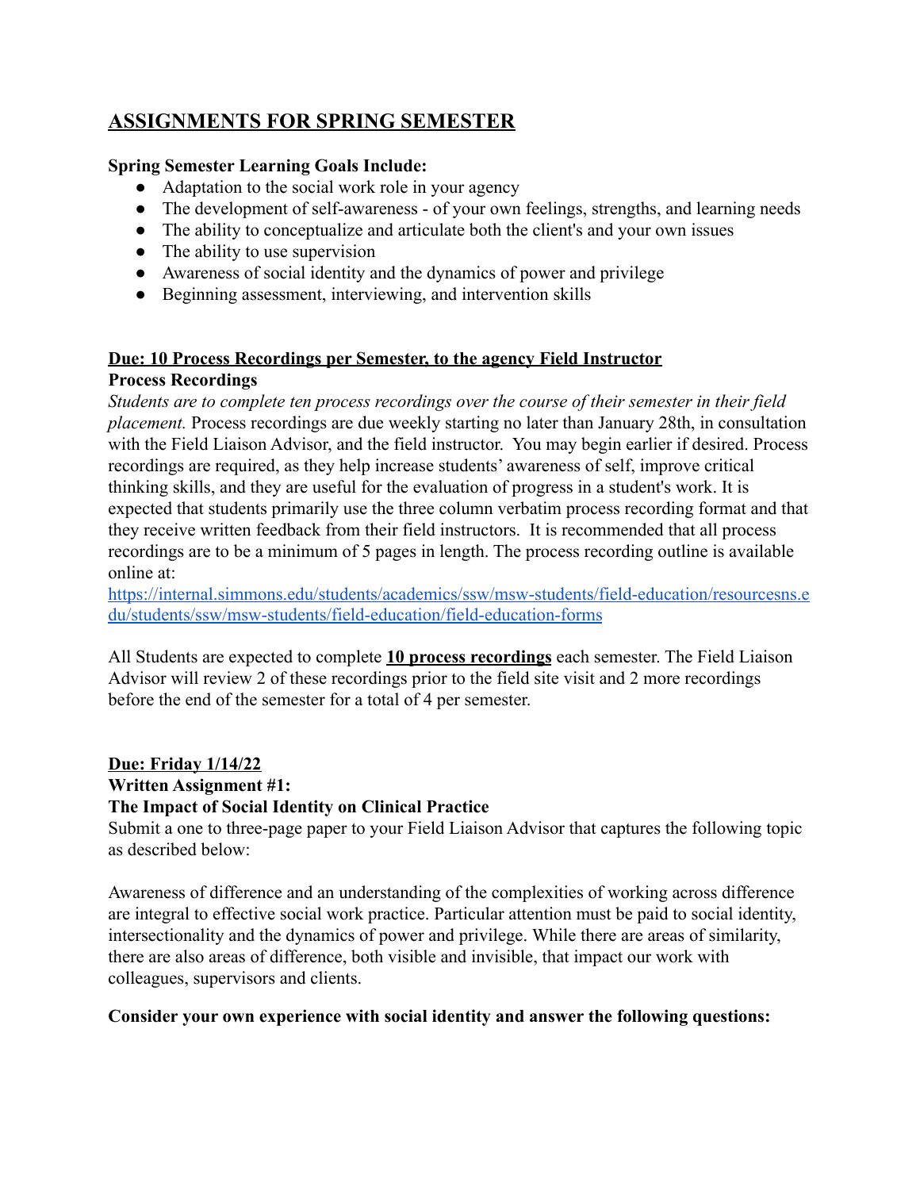## ASSIGNMENTS FOR SPRING SEMESTER

**Spring Semester Learning Goals Include:**

- Adaptation to the social work role in your agency
- The development of self-awareness - of your own feelings, strengths, and learning needs
- The ability to conceptualize and articulate both the client's and your own issues
- The ability to use supervision
- Awareness of social identity and the dynamics of power and privilege
- Beginning assessment, interviewing, and intervention skills

**Due: 10 Process Recordings per Semester, to the agency Field Instructor**

**Process Recordings**

*Students are to complete ten process recordings over the course of their semester in their field placement.* Process recordings are due weekly starting no later than January 28th, in consultation with the Field Liaison Advisor, and the field instructor. You may begin earlier if desired. Process recordings are required, as they help increase students' awareness of self, improve critical thinking skills, and they are useful for the evaluation of progress in a student's work. It is expected that students primarily use the three column verbatim process recording format and that they receive written feedback from their field instructors. It is recommended that all process recordings are to be a minimum of 5 pages in length. The process recording outline is available online at:
[https://internal.simmons.edu/students/academics/ssw/msw-students/field-education/resourcesns.edu/students/ssw/msw-students/field-education/field-education-forms](https://internal.simmons.edu/students/academics/ssw/msw-students/field-education/resourcesns.edu/students/ssw/msw-students/field-education/field-education-forms)

All Students are expected to complete **10 process recordings** each semester. The Field Liaison Advisor will review 2 of these recordings prior to the field site visit and 2 more recordings before the end of the semester for a total of 4 per semester.

**Due: Friday 1/14/22**

**Written Assignment #1:**

**The Impact of Social Identity on Clinical Practice**

Submit a one to three-page paper to your Field Liaison Advisor that captures the following topic as described below:

Awareness of difference and an understanding of the complexities of working across difference are integral to effective social work practice. Particular attention must be paid to social identity, intersectionality and the dynamics of power and privilege. While there are areas of similarity, there are also areas of difference, both visible and invisible, that impact our work with colleagues, supervisors and clients.

**Consider your own experience with social identity and answer the following questions:**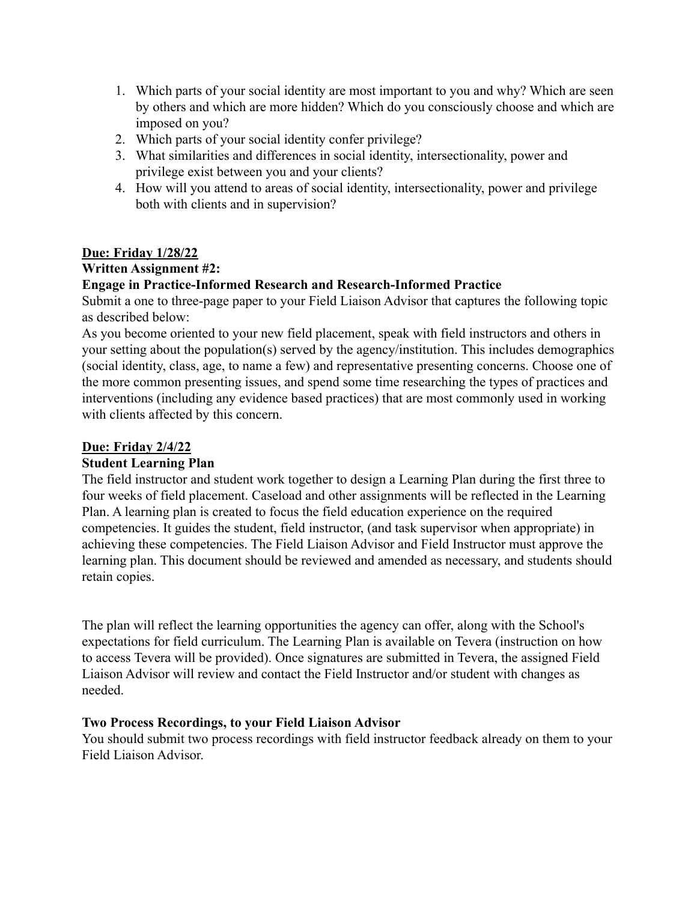1. Which parts of your social identity are most important to you and why? Which are seen by others and which are more hidden? Which do you consciously choose and which are imposed on you?
2. Which parts of your social identity confer privilege?
3. What similarities and differences in social identity, intersectionality, power and privilege exist between you and your clients?
4. How will you attend to areas of social identity, intersectionality, power and privilege both with clients and in supervision?

**Due: Friday 1/28/22**

**Written Assignment #2:**

**Engage in Practice-Informed Research and Research-Informed Practice**

Submit a one to three-page paper to your Field Liaison Advisor that captures the following topic as described below:

As you become oriented to your new field placement, speak with field instructors and others in your setting about the population(s) served by the agency/institution. This includes demographics (social identity, class, age, to name a few) and representative presenting concerns. Choose one of the more common presenting issues, and spend some time researching the types of practices and interventions (including any evidence based practices) that are most commonly used in working with clients affected by this concern.

**Due: Friday 2/4/22**

**Student Learning Plan**

The field instructor and student work together to design a Learning Plan during the first three to four weeks of field placement. Caseload and other assignments will be reflected in the Learning Plan. A learning plan is created to focus the field education experience on the required competencies. It guides the student, field instructor, (and task supervisor when appropriate) in achieving these competencies. The Field Liaison Advisor and Field Instructor must approve the learning plan. This document should be reviewed and amended as necessary, and students should retain copies.

The plan will reflect the learning opportunities the agency can offer, along with the School's expectations for field curriculum. The Learning Plan is available on Tevera (instruction on how to access Tevera will be provided). Once signatures are submitted in Tevera, the assigned Field Liaison Advisor will review and contact the Field Instructor and/or student with changes as needed.

**Two Process Recordings, to your Field Liaison Advisor**

You should submit two process recordings with field instructor feedback already on them to your Field Liaison Advisor.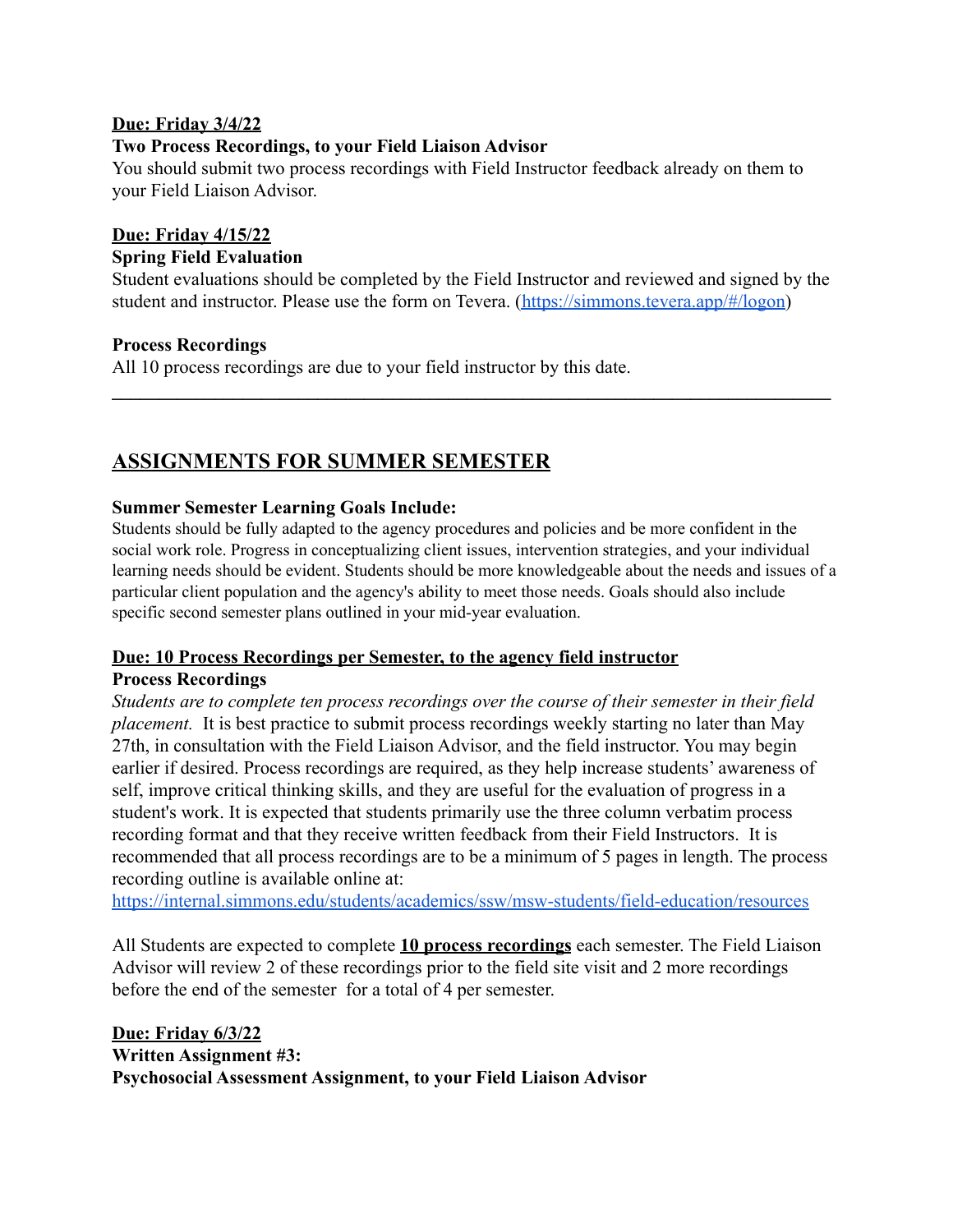**<u>Due: Friday 3/4/22</u>**
**Two Process Recordings, to your Field Liaison Advisor**
You should submit two process recordings with Field Instructor feedback already on them to your Field Liaison Advisor.

**<u>Due: Friday 4/15/22</u>**
**Spring Field Evaluation**
Student evaluations should be completed by the Field Instructor and reviewed and signed by the student and instructor. Please use the form on Tevera. (https://simmons.tevera.app/#/logon)

**Process Recordings**
All 10 process recordings are due to your field instructor by this date.

---

## <u>ASSIGNMENTS FOR SUMMER SEMESTER</u>

**Summer Semester Learning Goals Include:**
Students should be fully adapted to the agency procedures and policies and be more confident in the social work role. Progress in conceptualizing client issues, intervention strategies, and your individual learning needs should be evident. Students should be more knowledgeable about the needs and issues of a particular client population and the agency's ability to meet those needs. Goals should also include specific second semester plans outlined in your mid-year evaluation.

**<u>Due: 10 Process Recordings per Semester, to the agency field instructor</u>**
**Process Recordings**
*Students are to complete ten process recordings over the course of their semester in their field placement.* It is best practice to submit process recordings weekly starting no later than May 27th, in consultation with the Field Liaison Advisor, and the field instructor. You may begin earlier if desired. Process recordings are required, as they help increase students' awareness of self, improve critical thinking skills, and they are useful for the evaluation of progress in a student's work. It is expected that students primarily use the three column verbatim process recording format and that they receive written feedback from their Field Instructors. It is recommended that all process recordings are to be a minimum of 5 pages in length. The process recording outline is available online at:
https://internal.simmons.edu/students/academics/ssw/msw-students/field-education/resources

All Students are expected to complete **<u>10 process recordings</u>** each semester. The Field Liaison Advisor will review 2 of these recordings prior to the field site visit and 2 more recordings before the end of the semester for a total of 4 per semester.

**<u>Due: Friday 6/3/22</u>**
**Written Assignment #3:**
**Psychosocial Assessment Assignment, to your Field Liaison Advisor**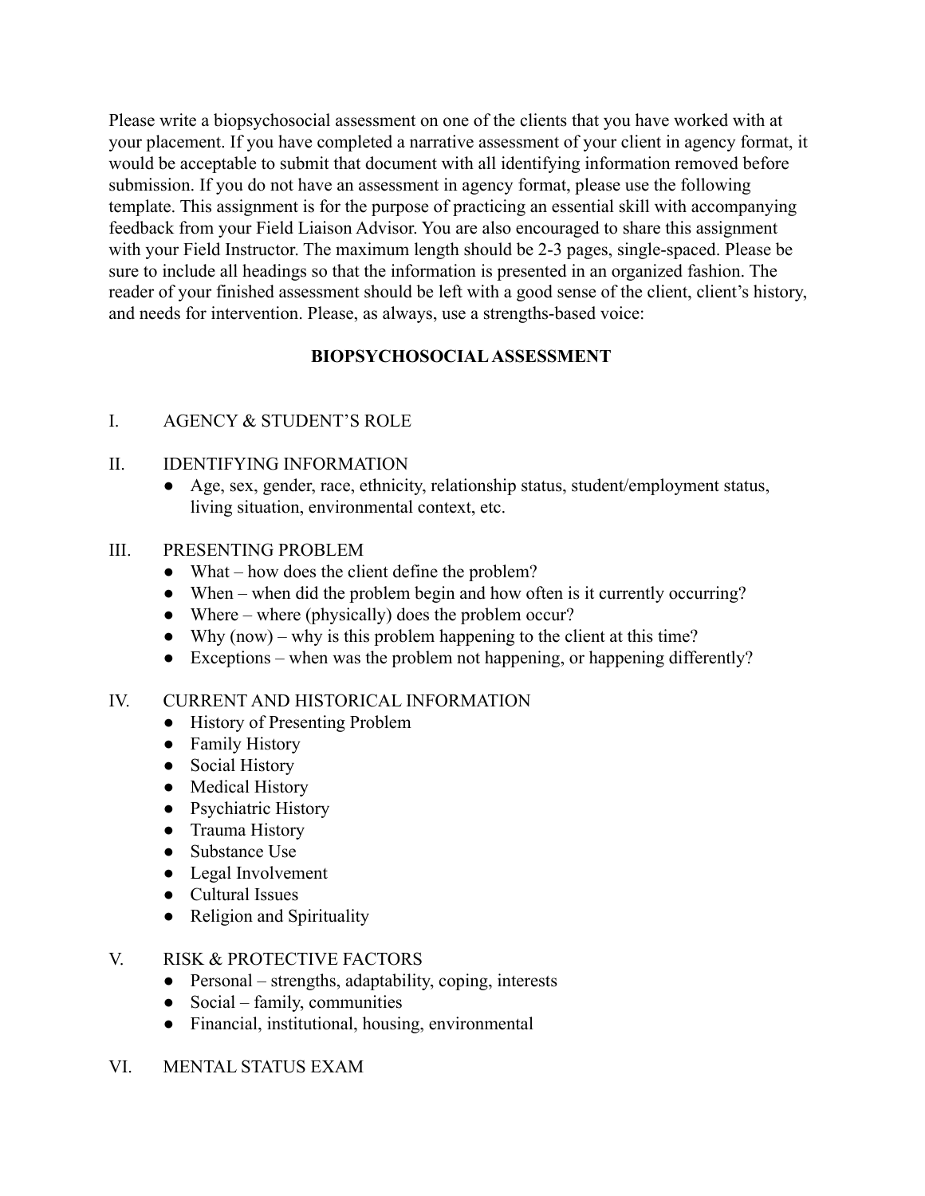Please write a biopsychosocial assessment on one of the clients that you have worked with at your placement. If you have completed a narrative assessment of your client in agency format, it would be acceptable to submit that document with all identifying information removed before submission. If you do not have an assessment in agency format, please use the following template. This assignment is for the purpose of practicing an essential skill with accompanying feedback from your Field Liaison Advisor. You are also encouraged to share this assignment with your Field Instructor. The maximum length should be 2-3 pages, single-spaced. Please be sure to include all headings so that the information is presented in an organized fashion. The reader of your finished assessment should be left with a good sense of the client, client's history, and needs for intervention. Please, as always, use a strengths-based voice:

## BIOPSYCHOSOCIAL ASSESSMENT

I. AGENCY & STUDENT'S ROLE

II. IDENTIFYING INFORMATION
- Age, sex, gender, race, ethnicity, relationship status, student/employment status, living situation, environmental context, etc.

III. PRESENTING PROBLEM
- What – how does the client define the problem?
- When – when did the problem begin and how often is it currently occurring?
- Where – where (physically) does the problem occur?
- Why (now) – why is this problem happening to the client at this time?
- Exceptions – when was the problem not happening, or happening differently?

IV. CURRENT AND HISTORICAL INFORMATION
- History of Presenting Problem
- Family History
- Social History
- Medical History
- Psychiatric History
- Trauma History
- Substance Use
- Legal Involvement
- Cultural Issues
- Religion and Spirituality

V. RISK & PROTECTIVE FACTORS
- Personal – strengths, adaptability, coping, interests
- Social – family, communities
- Financial, institutional, housing, environmental

VI. MENTAL STATUS EXAM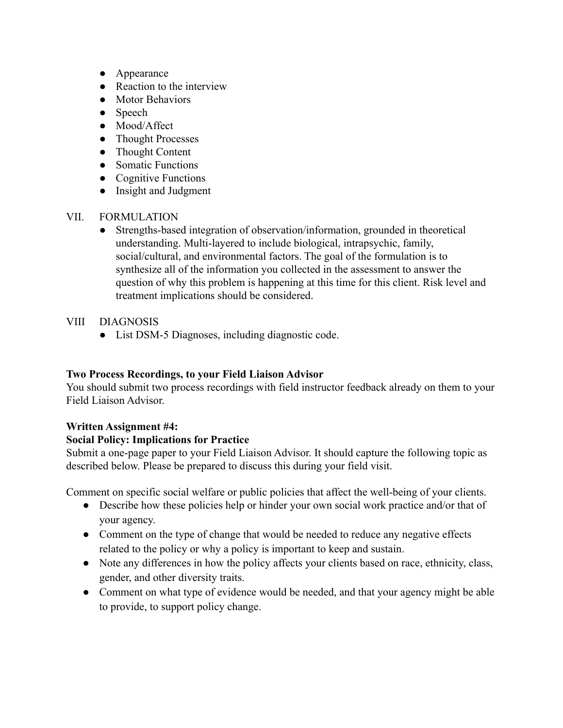- Appearance
- Reaction to the interview
- Motor Behaviors
- Speech
- Mood/Affect
- Thought Processes
- Thought Content
- Somatic Functions
- Cognitive Functions
- Insight and Judgment

VII. FORMULATION

- Strengths-based integration of observation/information, grounded in theoretical understanding. Multi-layered to include biological, intrapsychic, family, social/cultural, and environmental factors. The goal of the formulation is to synthesize all of the information you collected in the assessment to answer the question of why this problem is happening at this time for this client. Risk level and treatment implications should be considered.

VIII DIAGNOSIS

- List DSM-5 Diagnoses, including diagnostic code.

**Two Process Recordings, to your Field Liaison Advisor**

You should submit two process recordings with field instructor feedback already on them to your Field Liaison Advisor.

**Written Assignment #4:**

**Social Policy: Implications for Practice**

Submit a one-page paper to your Field Liaison Advisor. It should capture the following topic as described below. Please be prepared to discuss this during your field visit.

Comment on specific social welfare or public policies that affect the well-being of your clients.

- Describe how these policies help or hinder your own social work practice and/or that of your agency.
- Comment on the type of change that would be needed to reduce any negative effects related to the policy or why a policy is important to keep and sustain.
- Note any differences in how the policy affects your clients based on race, ethnicity, class, gender, and other diversity traits.
- Comment on what type of evidence would be needed, and that your agency might be able to provide, to support policy change.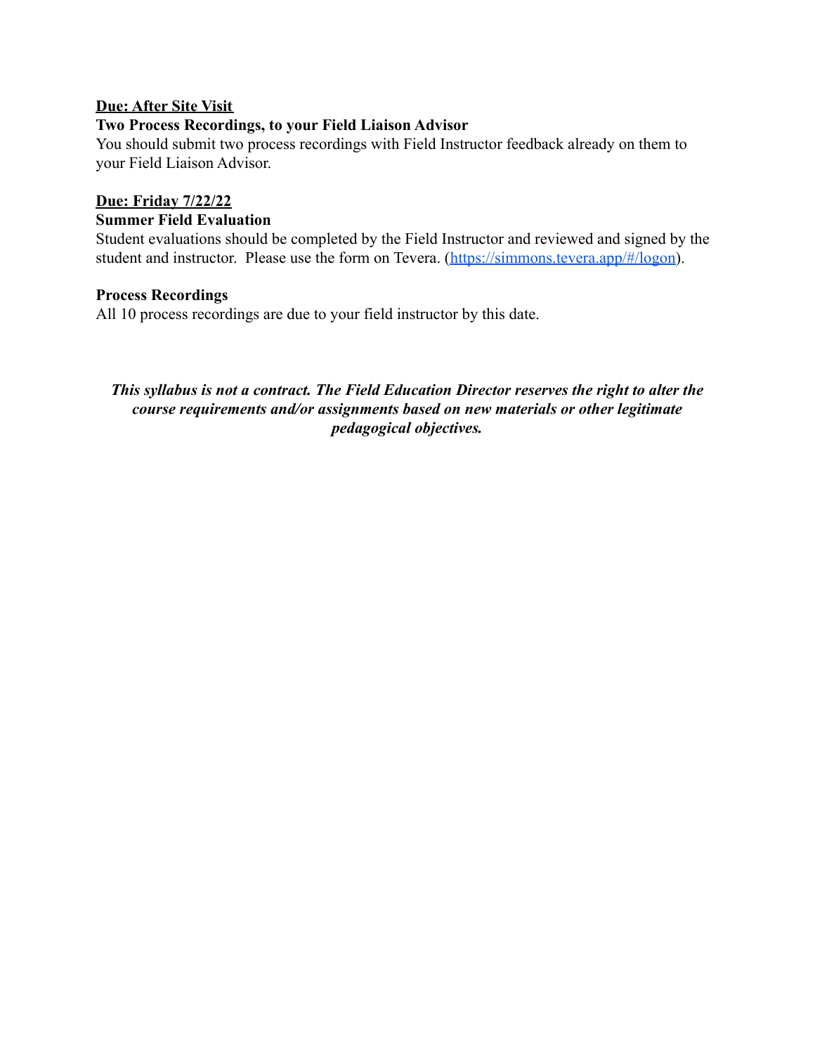**Due: After Site Visit**

**Two Process Recordings, to your Field Liaison Advisor**

You should submit two process recordings with Field Instructor feedback already on them to your Field Liaison Advisor.

**Due: Friday 7/22/22**

**Summer Field Evaluation**

Student evaluations should be completed by the Field Instructor and reviewed and signed by the student and instructor. Please use the form on Tevera. (https://simmons.tevera.app/#/logon).

**Process Recordings**

All 10 process recordings are due to your field instructor by this date.

***This syllabus is not a contract. The Field Education Director reserves the right to alter the course requirements and/or assignments based on new materials or other legitimate pedagogical objectives.***